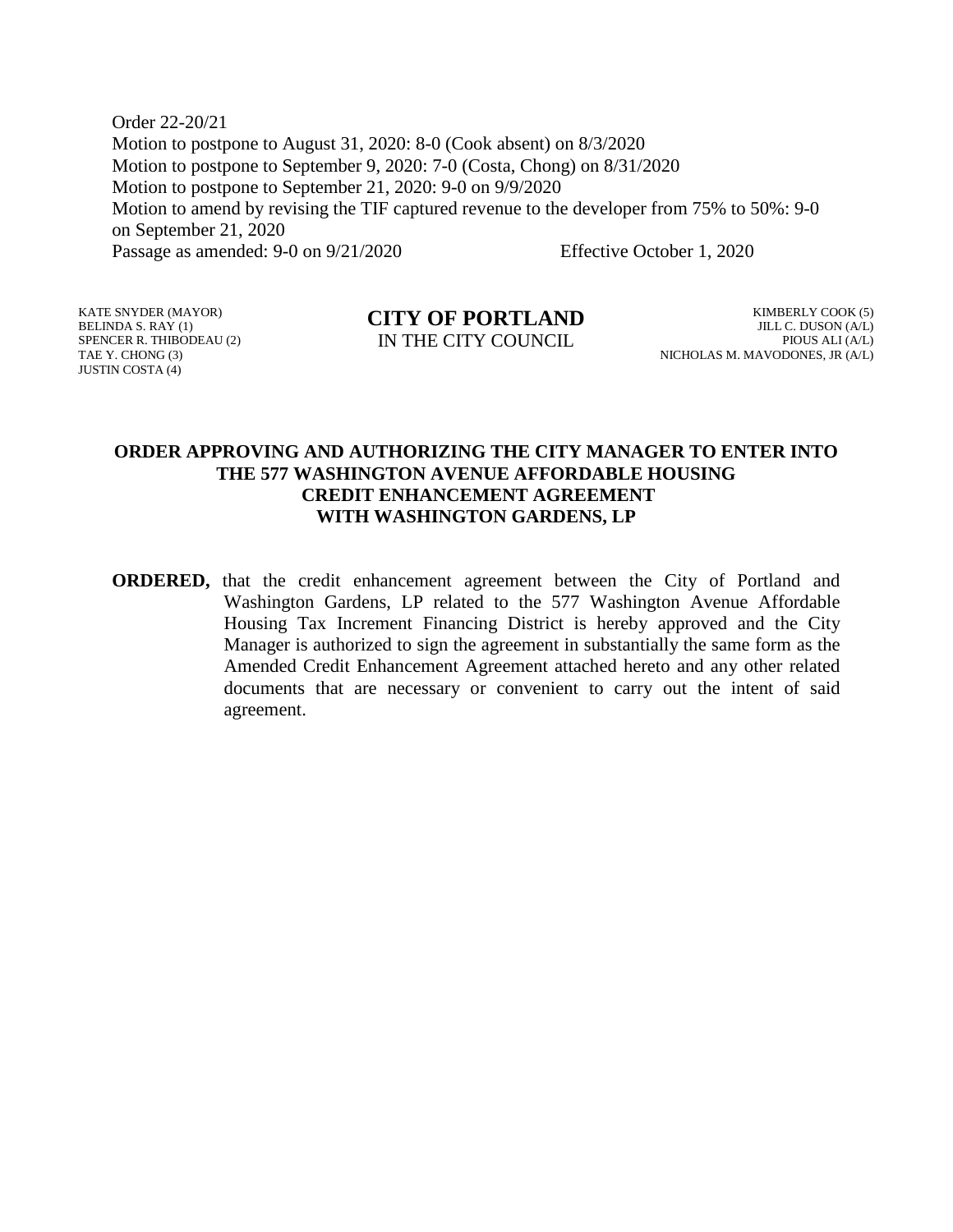Order 22-20/21
Motion to postpone to August 31, 2020: 8-0 (Cook absent) on 8/3/2020
Motion to postpone to September 9, 2020: 7-0 (Costa, Chong) on 8/31/2020
Motion to postpone to September 21, 2020: 9-0 on 9/9/2020
Motion to amend by revising the TIF captured revenue to the developer from 75% to 50%: 9-0 on September 21, 2020
Passage as amended: 9-0 on 9/21/2020 Effective October 1, 2020

KATE SNYDER (MAYOR)
BELINDA S. RAY (1)
SPENCER R. THIBODEAU (2)
TAE Y. CHONG (3)
JUSTIN COSTA (4)

**CITY OF PORTLAND**
IN THE CITY COUNCIL

KIMBERLY COOK (5)
JILL C. DUSON (A/L)
PIOUS ALI (A/L)
NICHOLAS M. MAVODONES, JR (A/L)

## ORDER APPROVING AND AUTHORIZING THE CITY MANAGER TO ENTER INTO THE 577 WASHINGTON AVENUE AFFORDABLE HOUSING CREDIT ENHANCEMENT AGREEMENT WITH WASHINGTON GARDENS, LP

**ORDERED,** that the credit enhancement agreement between the City of Portland and Washington Gardens, LP related to the 577 Washington Avenue Affordable Housing Tax Increment Financing District is hereby approved and the City Manager is authorized to sign the agreement in substantially the same form as the Amended Credit Enhancement Agreement attached hereto and any other related documents that are necessary or convenient to carry out the intent of said agreement.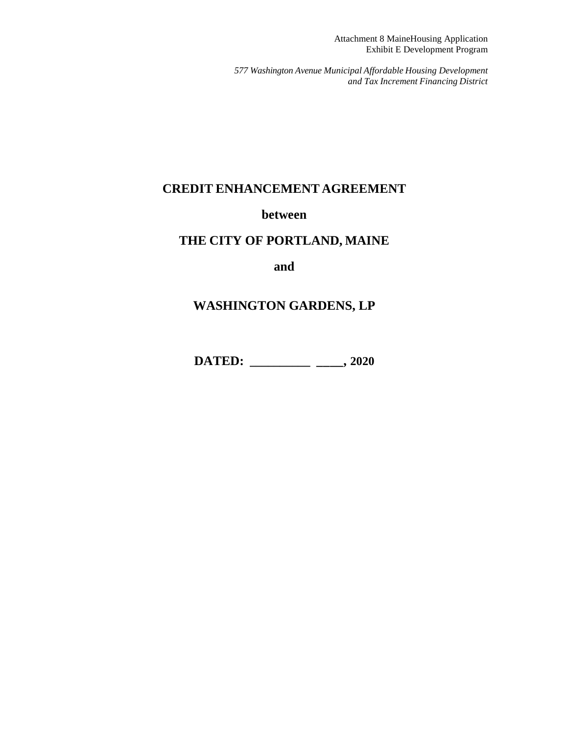**CREDIT ENHANCEMENT AGREEMENT**

**between**

**THE CITY OF PORTLAND, MAINE**

**and**

**WASHINGTON GARDENS, LP**

**DATED: __________ ____, 2020**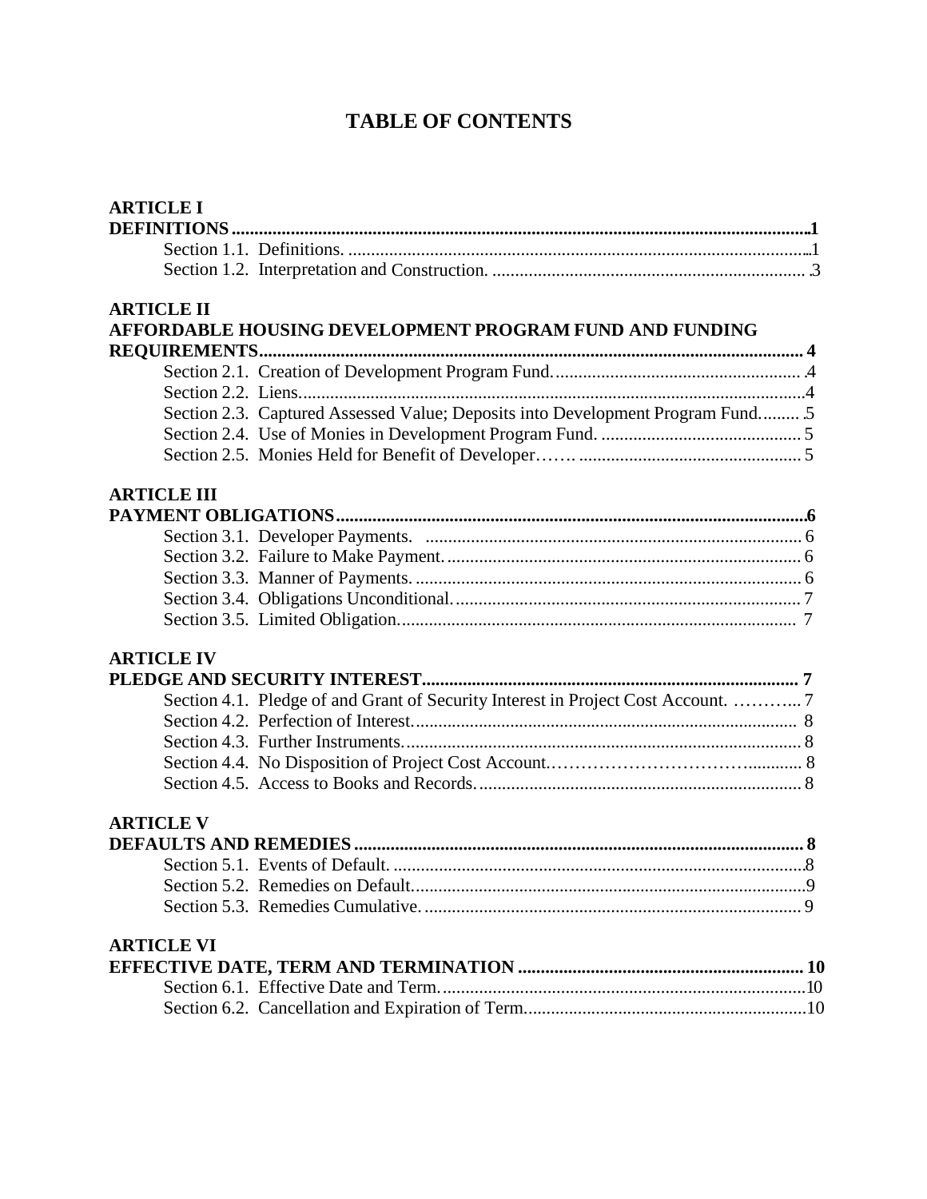# TABLE OF CONTENTS

**ARTICLE I**
**DEFINITIONS** ....................................................................................................................... **1**

Section 1.1. Definitions. ........................................................................................................ 1
Section 1.2. Interpretation and Construction. ........................................................................ 3

**ARTICLE II**
**AFFORDABLE HOUSING DEVELOPMENT PROGRAM FUND AND FUNDING REQUIREMENTS** ...................................................................................................................... **4**

Section 2.1. Creation of Development Program Fund. ........................................................... 4
Section 2.2. Liens. ................................................................................................................. 4
Section 2.3. Captured Assessed Value; Deposits into Development Program Fund. ............ 5
Section 2.4. Use of Monies in Development Program Fund. ................................................ 5
Section 2.5. Monies Held for Benefit of Developer……. ..................................................... 5

**ARTICLE III**
**PAYMENT OBLIGATIONS** ................................................................................................. **6**

Section 3.1. Developer Payments. ......................................................................................... 6
Section 3.2. Failure to Make Payment. .................................................................................. 6
Section 3.3. Manner of Payments. ......................................................................................... 6
Section 3.4. Obligations Unconditional. ................................................................................ 7
Section 3.5. Limited Obligation. ............................................................................................ 7

**ARTICLE IV**
**PLEDGE AND SECURITY INTEREST** ............................................................................... **7**

Section 4.1. Pledge of and Grant of Security Interest in Project Cost Account. ………... 7
Section 4.2. Perfection of Interest. ......................................................................................... 8
Section 4.3. Further Instruments. ........................................................................................... 8
Section 4.4. No Disposition of Project Cost Account.…………………………….......... 8
Section 4.5. Access to Books and Records. ........................................................................... 8

**ARTICLE V**
**DEFAULTS AND REMEDIES** ............................................................................................. **8**

Section 5.1. Events of Default. .............................................................................................. 8
Section 5.2. Remedies on Default. ......................................................................................... 9
Section 5.3. Remedies Cumulative. ....................................................................................... 9

**ARTICLE VI**
**EFFECTIVE DATE, TERM AND TERMINATION** ........................................................... **10**

Section 6.1. Effective Date and Term. ................................................................................... 10
Section 6.2. Cancellation and Expiration of Term. ................................................................ 10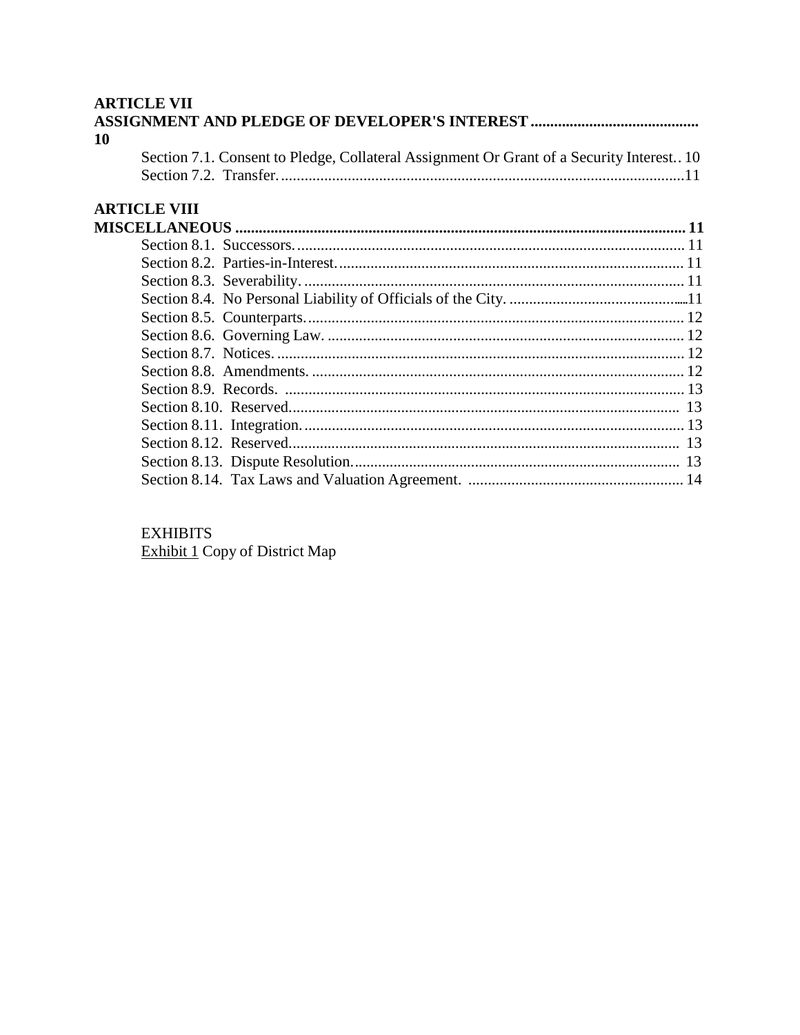**ARTICLE VII**
**ASSIGNMENT AND PLEDGE OF DEVELOPER'S INTEREST .......................................... 10**

Section 7.1. Consent to Pledge, Collateral Assignment Or Grant of a Security Interest.. 10
Section 7.2. Transfer. ...................................................................................................... 11

**ARTICLE VIII**
**MISCELLANEOUS ................................................................................................................ 11**

Section 8.1. Successors. .................................................................................................. 11
Section 8.2. Parties-in-Interest. ....................................................................................... 11
Section 8.3. Severability. ................................................................................................ 11
Section 8.4. No Personal Liability of Officials of the City. ............................................. 11
Section 8.5. Counterparts. ............................................................................................... 12
Section 8.6. Governing Law. .......................................................................................... 12
Section 8.7. Notices. ....................................................................................................... 12
Section 8.8. Amendments. .............................................................................................. 12
Section 8.9. Records. ..................................................................................................... 13
Section 8.10. Reserved. .................................................................................................. 13
Section 8.11. Integration. ................................................................................................ 13
Section 8.12. Reserved. .................................................................................................. 13
Section 8.13. Dispute Resolution. .................................................................................. 13
Section 8.14. Tax Laws and Valuation Agreement. ...................................................... 14

EXHIBITS
Exhibit 1 Copy of District Map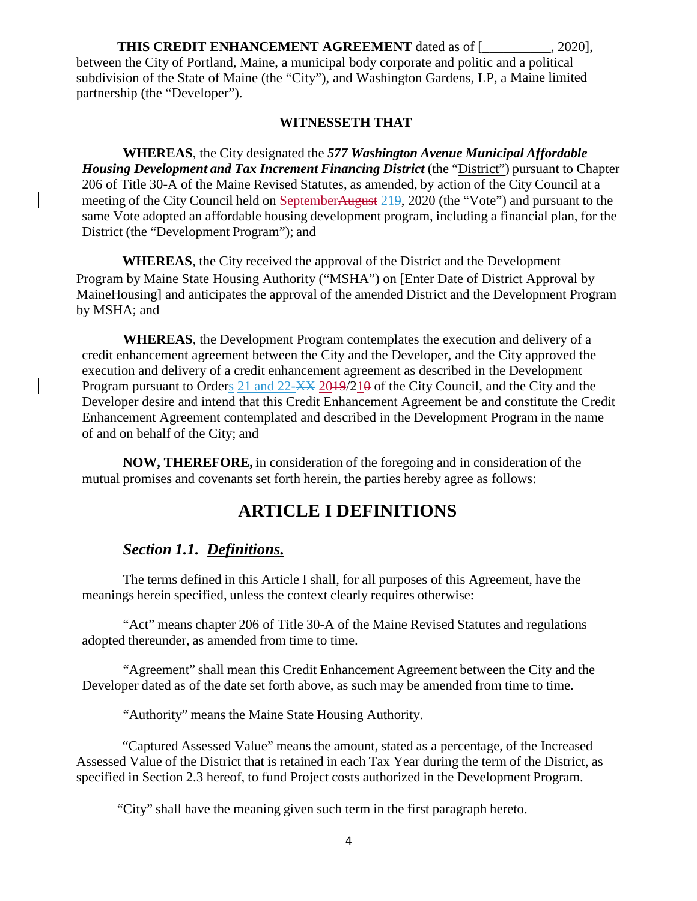**THIS CREDIT ENHANCEMENT AGREEMENT** dated as of [__________, 2020], between the City of Portland, Maine, a municipal body corporate and politic and a political subdivision of the State of Maine (the "City"), and Washington Gardens, LP, a Maine limited partnership (the "Developer").

**WITNESSETH THAT**

**WHEREAS**, the City designated the ***577 Washington Avenue Municipal Affordable Housing Development and Tax Increment Financing District*** (the "District") pursuant to Chapter 206 of Title 30-A of the Maine Revised Statutes, as amended, by action of the City Council at a meeting of the City Council held on ~~August~~ September ~~19~~ 21, 2020 (the "Vote") and pursuant to the same Vote adopted an affordable housing development program, including a financial plan, for the District (the "Development Program"); and

**WHEREAS**, the City received the approval of the District and the Development Program by Maine State Housing Authority ("MSHA") on [Enter Date of District Approval by MaineHousing] and anticipates the approval of the amended District and the Development Program by MSHA; and

**WHEREAS**, the Development Program contemplates the execution and delivery of a credit enhancement agreement between the City and the Developer, and the City approved the execution and delivery of a credit enhancement agreement as described in the Development Program pursuant to Orders 21 and 22-~~XX~~ 20~~19~~/21~~0~~ of the City Council, and the City and the Developer desire and intend that this Credit Enhancement Agreement be and constitute the Credit Enhancement Agreement contemplated and described in the Development Program in the name of and on behalf of the City; and

**NOW, THEREFORE,** in consideration of the foregoing and in consideration of the mutual promises and covenants set forth herein, the parties hereby agree as follows:

# ARTICLE I DEFINITIONS

## *Section 1.1. Definitions.*

The terms defined in this Article I shall, for all purposes of this Agreement, have the meanings herein specified, unless the context clearly requires otherwise:

"Act" means chapter 206 of Title 30-A of the Maine Revised Statutes and regulations adopted thereunder, as amended from time to time.

"Agreement" shall mean this Credit Enhancement Agreement between the City and the Developer dated as of the date set forth above, as such may be amended from time to time.

"Authority" means the Maine State Housing Authority.

"Captured Assessed Value" means the amount, stated as a percentage, of the Increased Assessed Value of the District that is retained in each Tax Year during the term of the District, as specified in Section 2.3 hereof, to fund Project costs authorized in the Development Program.

"City" shall have the meaning given such term in the first paragraph hereto.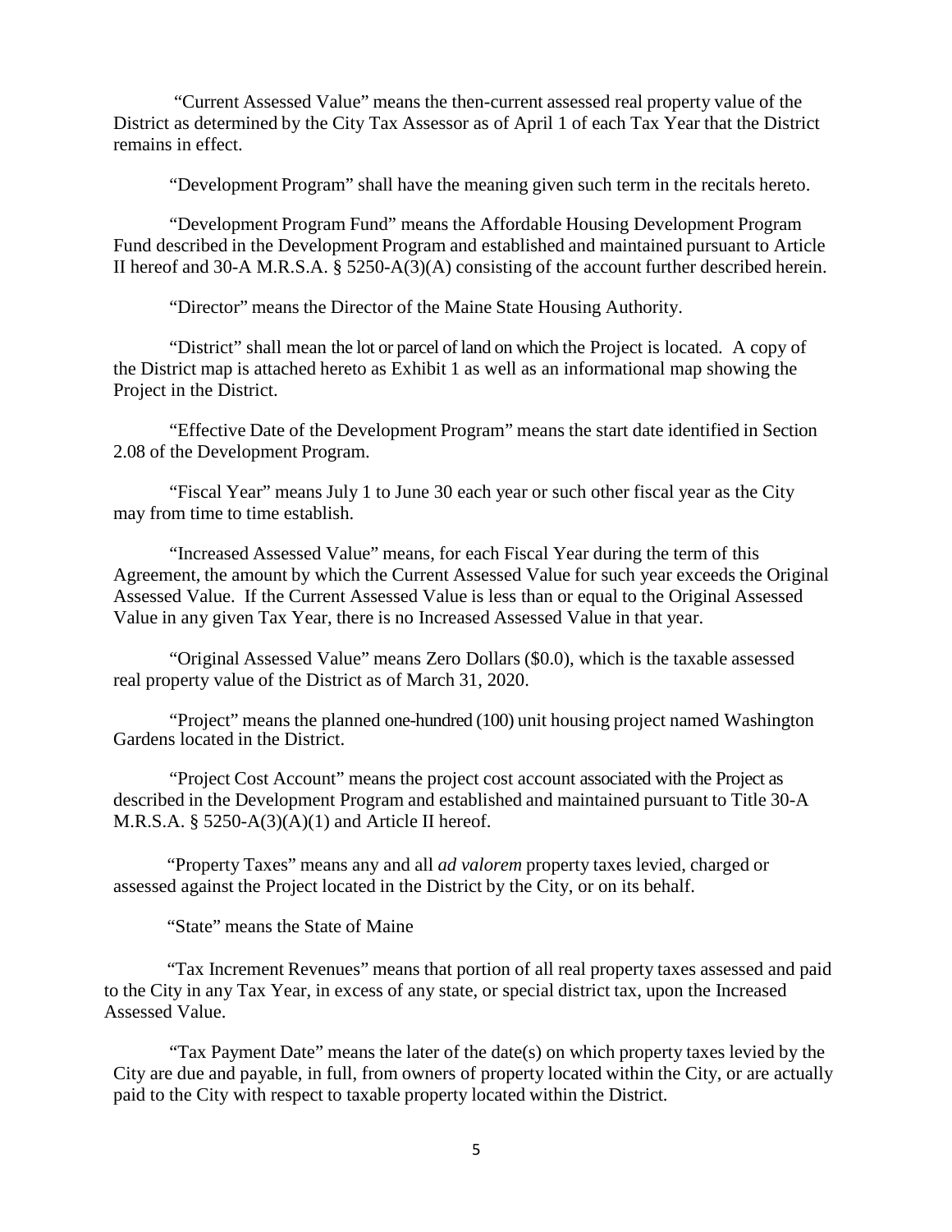"Current Assessed Value" means the then-current assessed real property value of the District as determined by the City Tax Assessor as of April 1 of each Tax Year that the District remains in effect.

"Development Program" shall have the meaning given such term in the recitals hereto.

"Development Program Fund" means the Affordable Housing Development Program Fund described in the Development Program and established and maintained pursuant to Article II hereof and 30-A M.R.S.A. § 5250-A(3)(A) consisting of the account further described herein.

"Director" means the Director of the Maine State Housing Authority.

"District" shall mean the lot or parcel of land on which the Project is located. A copy of the District map is attached hereto as Exhibit 1 as well as an informational map showing the Project in the District.

"Effective Date of the Development Program" means the start date identified in Section 2.08 of the Development Program.

"Fiscal Year" means July 1 to June 30 each year or such other fiscal year as the City may from time to time establish.

"Increased Assessed Value" means, for each Fiscal Year during the term of this Agreement, the amount by which the Current Assessed Value for such year exceeds the Original Assessed Value. If the Current Assessed Value is less than or equal to the Original Assessed Value in any given Tax Year, there is no Increased Assessed Value in that year.

"Original Assessed Value" means Zero Dollars ($0.0), which is the taxable assessed real property value of the District as of March 31, 2020.

"Project" means the planned one-hundred (100) unit housing project named Washington Gardens located in the District.

"Project Cost Account" means the project cost account associated with the Project as described in the Development Program and established and maintained pursuant to Title 30-A M.R.S.A. § 5250-A(3)(A)(1) and Article II hereof.

"Property Taxes" means any and all *ad valorem* property taxes levied, charged or assessed against the Project located in the District by the City, or on its behalf.

"State" means the State of Maine

"Tax Increment Revenues" means that portion of all real property taxes assessed and paid to the City in any Tax Year, in excess of any state, or special district tax, upon the Increased Assessed Value.

"Tax Payment Date" means the later of the date(s) on which property taxes levied by the City are due and payable, in full, from owners of property located within the City, or are actually paid to the City with respect to taxable property located within the District.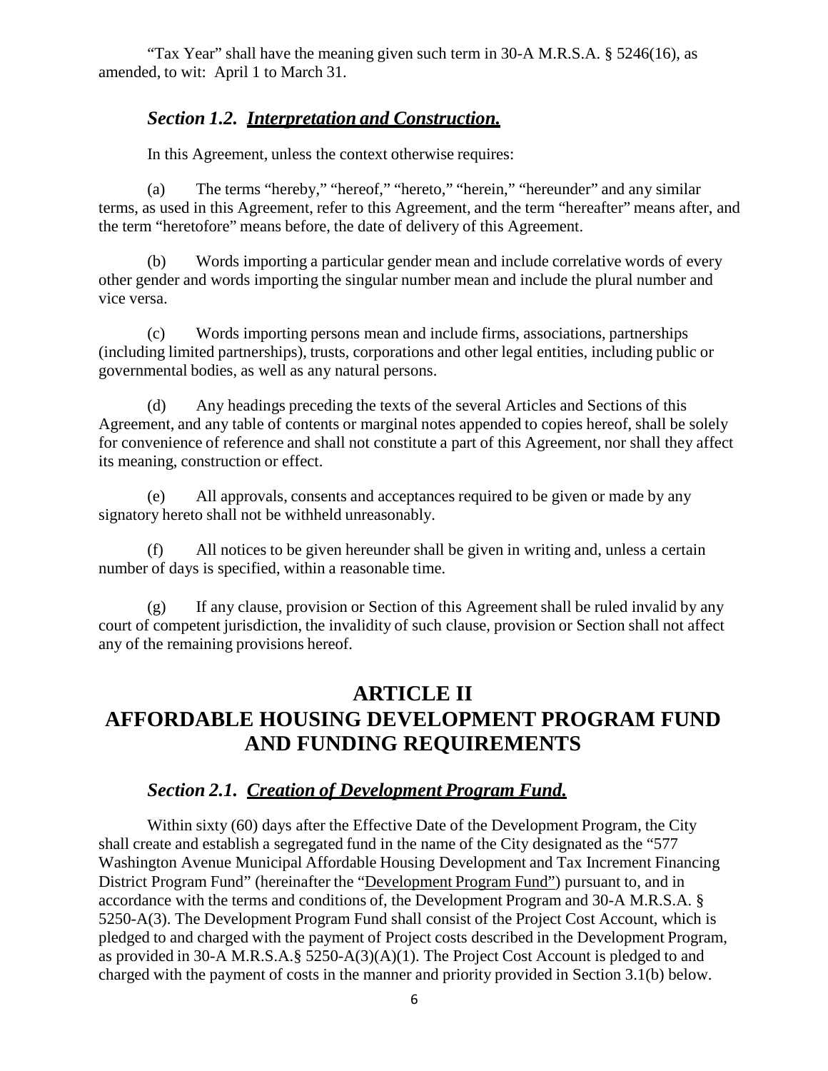"Tax Year" shall have the meaning given such term in 30-A M.R.S.A. § 5246(16), as amended, to wit: April 1 to March 31.

### *Section 1.2. Interpretation and Construction.*

In this Agreement, unless the context otherwise requires:

(a) The terms "hereby," "hereof," "hereto," "herein," "hereunder" and any similar terms, as used in this Agreement, refer to this Agreement, and the term "hereafter" means after, and the term "heretofore" means before, the date of delivery of this Agreement.

(b) Words importing a particular gender mean and include correlative words of every other gender and words importing the singular number mean and include the plural number and vice versa.

(c) Words importing persons mean and include firms, associations, partnerships (including limited partnerships), trusts, corporations and other legal entities, including public or governmental bodies, as well as any natural persons.

(d) Any headings preceding the texts of the several Articles and Sections of this Agreement, and any table of contents or marginal notes appended to copies hereof, shall be solely for convenience of reference and shall not constitute a part of this Agreement, nor shall they affect its meaning, construction or effect.

(e) All approvals, consents and acceptances required to be given or made by any signatory hereto shall not be withheld unreasonably.

(f) All notices to be given hereunder shall be given in writing and, unless a certain number of days is specified, within a reasonable time.

(g) If any clause, provision or Section of this Agreement shall be ruled invalid by any court of competent jurisdiction, the invalidity of such clause, provision or Section shall not affect any of the remaining provisions hereof.

## ARTICLE II
## AFFORDABLE HOUSING DEVELOPMENT PROGRAM FUND AND FUNDING REQUIREMENTS

### *Section 2.1. Creation of Development Program Fund.*

Within sixty (60) days after the Effective Date of the Development Program, the City shall create and establish a segregated fund in the name of the City designated as the "577 Washington Avenue Municipal Affordable Housing Development and Tax Increment Financing District Program Fund" (hereinafter the "Development Program Fund") pursuant to, and in accordance with the terms and conditions of, the Development Program and 30-A M.R.S.A. § 5250-A(3). The Development Program Fund shall consist of the Project Cost Account, which is pledged to and charged with the payment of Project costs described in the Development Program, as provided in 30-A M.R.S.A.§ 5250-A(3)(A)(1). The Project Cost Account is pledged to and charged with the payment of costs in the manner and priority provided in Section 3.1(b) below.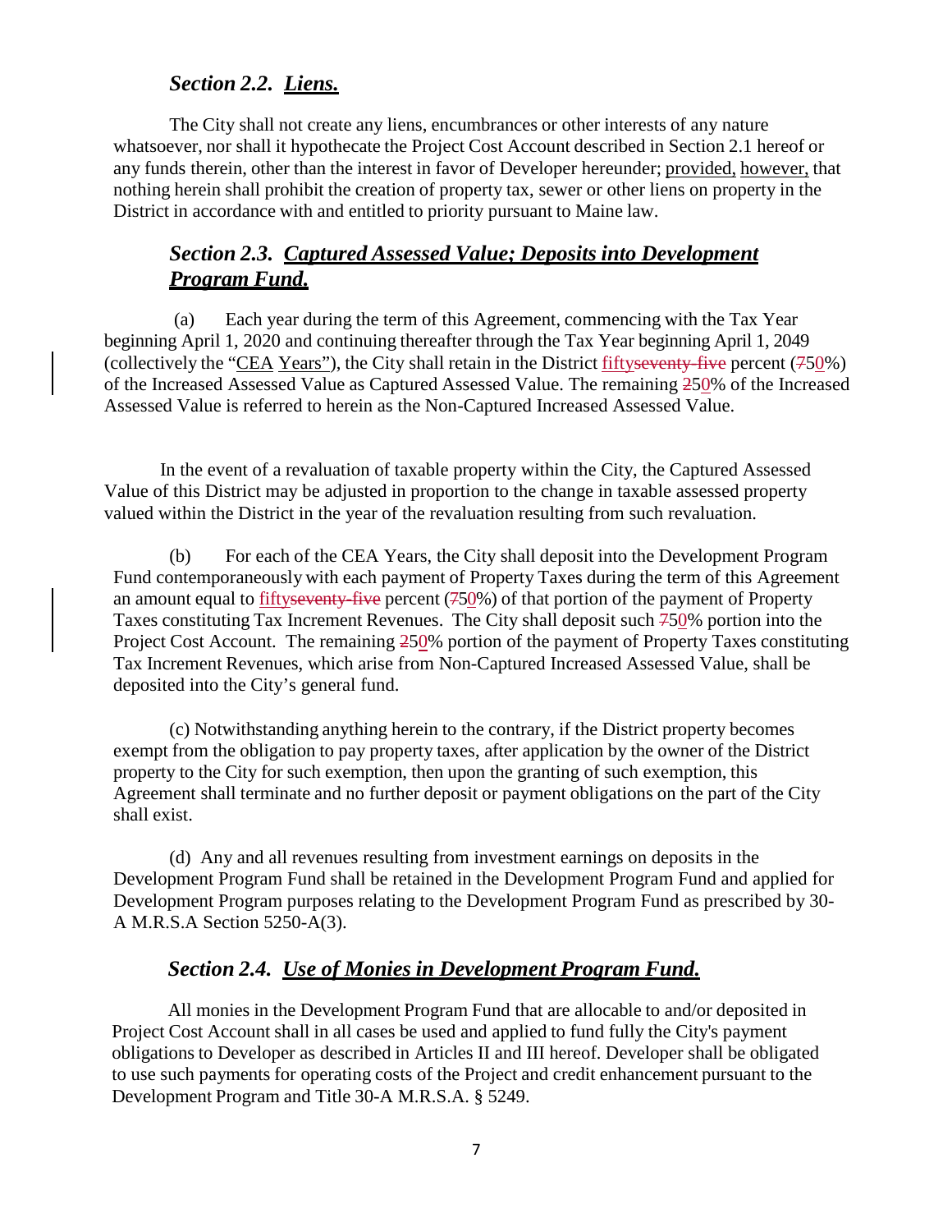### *Section 2.2. Liens.*

The City shall not create any liens, encumbrances or other interests of any nature whatsoever, nor shall it hypothecate the Project Cost Account described in Section 2.1 hereof or any funds therein, other than the interest in favor of Developer hereunder; provided, however, that nothing herein shall prohibit the creation of property tax, sewer or other liens on property in the District in accordance with and entitled to priority pursuant to Maine law.

### *Section 2.3. Captured Assessed Value; Deposits into Development Program Fund.*

(a) Each year during the term of this Agreement, commencing with the Tax Year beginning April 1, 2020 and continuing thereafter through the Tax Year beginning April 1, 2049 (collectively the "CEA Years"), the City shall retain in the District fifty~~seventy-five~~ percent (~~7~~50%) of the Increased Assessed Value as Captured Assessed Value. The remaining ~~2~~50% of the Increased Assessed Value is referred to herein as the Non-Captured Increased Assessed Value.

In the event of a revaluation of taxable property within the City, the Captured Assessed Value of this District may be adjusted in proportion to the change in taxable assessed property valued within the District in the year of the revaluation resulting from such revaluation.

(b) For each of the CEA Years, the City shall deposit into the Development Program Fund contemporaneously with each payment of Property Taxes during the term of this Agreement an amount equal to fifty~~seventy-five~~ percent (~~7~~50%) of that portion of the payment of Property Taxes constituting Tax Increment Revenues. The City shall deposit such ~~7~~50% portion into the Project Cost Account. The remaining ~~2~~50% portion of the payment of Property Taxes constituting Tax Increment Revenues, which arise from Non-Captured Increased Assessed Value, shall be deposited into the City's general fund.

(c) Notwithstanding anything herein to the contrary, if the District property becomes exempt from the obligation to pay property taxes, after application by the owner of the District property to the City for such exemption, then upon the granting of such exemption, this Agreement shall terminate and no further deposit or payment obligations on the part of the City shall exist.

(d) Any and all revenues resulting from investment earnings on deposits in the Development Program Fund shall be retained in the Development Program Fund and applied for Development Program purposes relating to the Development Program Fund as prescribed by 30-A M.R.S.A Section 5250-A(3).

### *Section 2.4. Use of Monies in Development Program Fund.*

All monies in the Development Program Fund that are allocable to and/or deposited in Project Cost Account shall in all cases be used and applied to fund fully the City's payment obligations to Developer as described in Articles II and III hereof. Developer shall be obligated to use such payments for operating costs of the Project and credit enhancement pursuant to the Development Program and Title 30-A M.R.S.A. § 5249.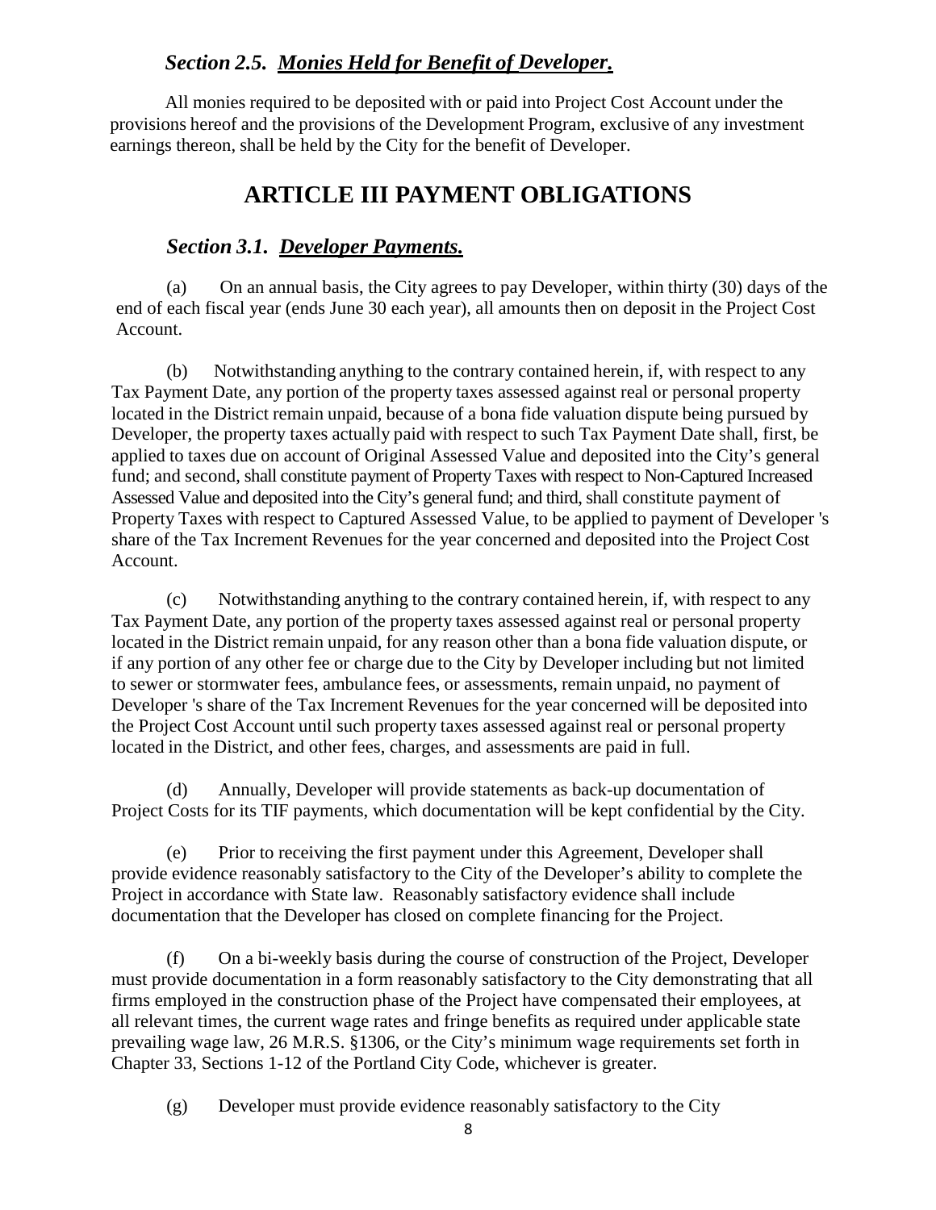### *Section 2.5. Monies Held for Benefit of Developer.*

All monies required to be deposited with or paid into Project Cost Account under the provisions hereof and the provisions of the Development Program, exclusive of any investment earnings thereon, shall be held by the City for the benefit of Developer.

## ARTICLE III PAYMENT OBLIGATIONS

### *Section 3.1. Developer Payments.*

(a) On an annual basis, the City agrees to pay Developer, within thirty (30) days of the end of each fiscal year (ends June 30 each year), all amounts then on deposit in the Project Cost Account.

(b) Notwithstanding anything to the contrary contained herein, if, with respect to any Tax Payment Date, any portion of the property taxes assessed against real or personal property located in the District remain unpaid, because of a bona fide valuation dispute being pursued by Developer, the property taxes actually paid with respect to such Tax Payment Date shall, first, be applied to taxes due on account of Original Assessed Value and deposited into the City's general fund; and second, shall constitute payment of Property Taxes with respect to Non-Captured Increased Assessed Value and deposited into the City's general fund; and third, shall constitute payment of Property Taxes with respect to Captured Assessed Value, to be applied to payment of Developer 's share of the Tax Increment Revenues for the year concerned and deposited into the Project Cost Account.

(c) Notwithstanding anything to the contrary contained herein, if, with respect to any Tax Payment Date, any portion of the property taxes assessed against real or personal property located in the District remain unpaid, for any reason other than a bona fide valuation dispute, or if any portion of any other fee or charge due to the City by Developer including but not limited to sewer or stormwater fees, ambulance fees, or assessments, remain unpaid, no payment of Developer 's share of the Tax Increment Revenues for the year concerned will be deposited into the Project Cost Account until such property taxes assessed against real or personal property located in the District, and other fees, charges, and assessments are paid in full.

(d) Annually, Developer will provide statements as back-up documentation of Project Costs for its TIF payments, which documentation will be kept confidential by the City.

(e) Prior to receiving the first payment under this Agreement, Developer shall provide evidence reasonably satisfactory to the City of the Developer's ability to complete the Project in accordance with State law. Reasonably satisfactory evidence shall include documentation that the Developer has closed on complete financing for the Project.

(f) On a bi-weekly basis during the course of construction of the Project, Developer must provide documentation in a form reasonably satisfactory to the City demonstrating that all firms employed in the construction phase of the Project have compensated their employees, at all relevant times, the current wage rates and fringe benefits as required under applicable state prevailing wage law, 26 M.R.S. §1306, or the City's minimum wage requirements set forth in Chapter 33, Sections 1-12 of the Portland City Code, whichever is greater.

(g) Developer must provide evidence reasonably satisfactory to the City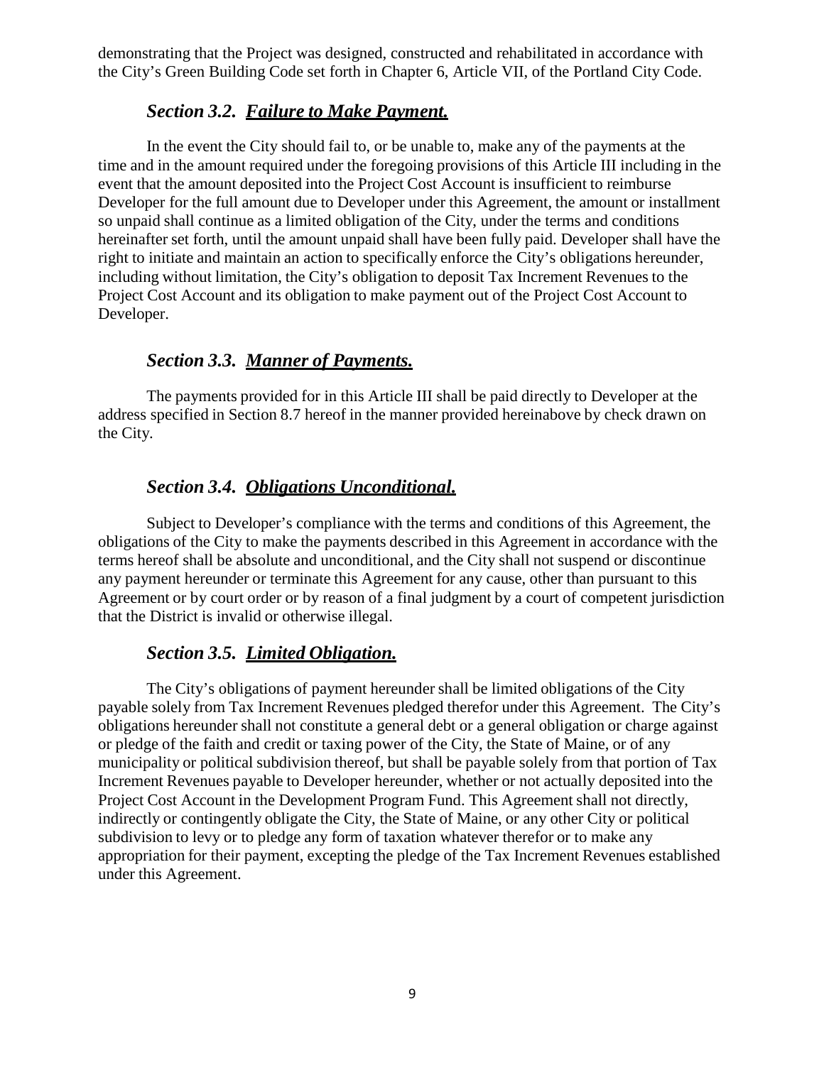demonstrating that the Project was designed, constructed and rehabilitated in accordance with the City's Green Building Code set forth in Chapter 6, Article VII, of the Portland City Code.

### *Section 3.2. Failure to Make Payment.*

In the event the City should fail to, or be unable to, make any of the payments at the time and in the amount required under the foregoing provisions of this Article III including in the event that the amount deposited into the Project Cost Account is insufficient to reimburse Developer for the full amount due to Developer under this Agreement, the amount or installment so unpaid shall continue as a limited obligation of the City, under the terms and conditions hereinafter set forth, until the amount unpaid shall have been fully paid. Developer shall have the right to initiate and maintain an action to specifically enforce the City's obligations hereunder, including without limitation, the City's obligation to deposit Tax Increment Revenues to the Project Cost Account and its obligation to make payment out of the Project Cost Account to Developer.

### *Section 3.3. Manner of Payments.*

The payments provided for in this Article III shall be paid directly to Developer at the address specified in Section 8.7 hereof in the manner provided hereinabove by check drawn on the City.

### *Section 3.4. Obligations Unconditional.*

Subject to Developer's compliance with the terms and conditions of this Agreement, the obligations of the City to make the payments described in this Agreement in accordance with the terms hereof shall be absolute and unconditional, and the City shall not suspend or discontinue any payment hereunder or terminate this Agreement for any cause, other than pursuant to this Agreement or by court order or by reason of a final judgment by a court of competent jurisdiction that the District is invalid or otherwise illegal.

### *Section 3.5. Limited Obligation.*

The City's obligations of payment hereunder shall be limited obligations of the City payable solely from Tax Increment Revenues pledged therefor under this Agreement. The City's obligations hereunder shall not constitute a general debt or a general obligation or charge against or pledge of the faith and credit or taxing power of the City, the State of Maine, or of any municipality or political subdivision thereof, but shall be payable solely from that portion of Tax Increment Revenues payable to Developer hereunder, whether or not actually deposited into the Project Cost Account in the Development Program Fund. This Agreement shall not directly, indirectly or contingently obligate the City, the State of Maine, or any other City or political subdivision to levy or to pledge any form of taxation whatever therefor or to make any appropriation for their payment, excepting the pledge of the Tax Increment Revenues established under this Agreement.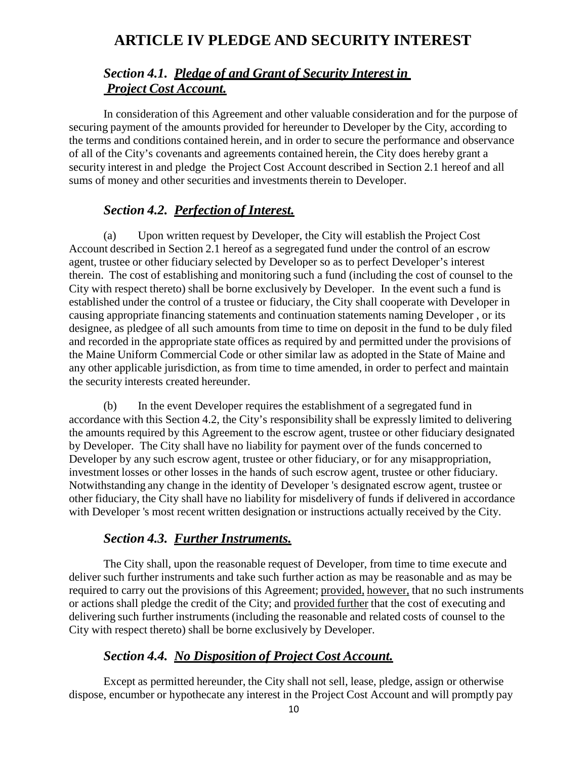# ARTICLE IV PLEDGE AND SECURITY INTEREST

## *Section 4.1. __Pledge of and Grant of Security Interest in Project Cost Account.__*

In consideration of this Agreement and other valuable consideration and for the purpose of securing payment of the amounts provided for hereunder to Developer by the City, according to the terms and conditions contained herein, and in order to secure the performance and observance of all of the City's covenants and agreements contained herein, the City does hereby grant a security interest in and pledge the Project Cost Account described in Section 2.1 hereof and all sums of money and other securities and investments therein to Developer.

## *Section 4.2. __Perfection of Interest.__*

(a) Upon written request by Developer, the City will establish the Project Cost Account described in Section 2.1 hereof as a segregated fund under the control of an escrow agent, trustee or other fiduciary selected by Developer so as to perfect Developer's interest therein. The cost of establishing and monitoring such a fund (including the cost of counsel to the City with respect thereto) shall be borne exclusively by Developer. In the event such a fund is established under the control of a trustee or fiduciary, the City shall cooperate with Developer in causing appropriate financing statements and continuation statements naming Developer , or its designee, as pledgee of all such amounts from time to time on deposit in the fund to be duly filed and recorded in the appropriate state offices as required by and permitted under the provisions of the Maine Uniform Commercial Code or other similar law as adopted in the State of Maine and any other applicable jurisdiction, as from time to time amended, in order to perfect and maintain the security interests created hereunder.

(b) In the event Developer requires the establishment of a segregated fund in accordance with this Section 4.2, the City's responsibility shall be expressly limited to delivering the amounts required by this Agreement to the escrow agent, trustee or other fiduciary designated by Developer. The City shall have no liability for payment over of the funds concerned to Developer by any such escrow agent, trustee or other fiduciary, or for any misappropriation, investment losses or other losses in the hands of such escrow agent, trustee or other fiduciary. Notwithstanding any change in the identity of Developer 's designated escrow agent, trustee or other fiduciary, the City shall have no liability for misdelivery of funds if delivered in accordance with Developer 's most recent written designation or instructions actually received by the City.

## *Section 4.3. __Further Instruments.__*

The City shall, upon the reasonable request of Developer, from time to time execute and deliver such further instruments and take such further action as may be reasonable and as may be required to carry out the provisions of this Agreement; <u>provided,</u> <u>however,</u> that no such instruments or actions shall pledge the credit of the City; and <u>provided further</u> that the cost of executing and delivering such further instruments (including the reasonable and related costs of counsel to the City with respect thereto) shall be borne exclusively by Developer.

## *Section 4.4. __No Disposition of Project Cost Account.__*

Except as permitted hereunder, the City shall not sell, lease, pledge, assign or otherwise dispose, encumber or hypothecate any interest in the Project Cost Account and will promptly pay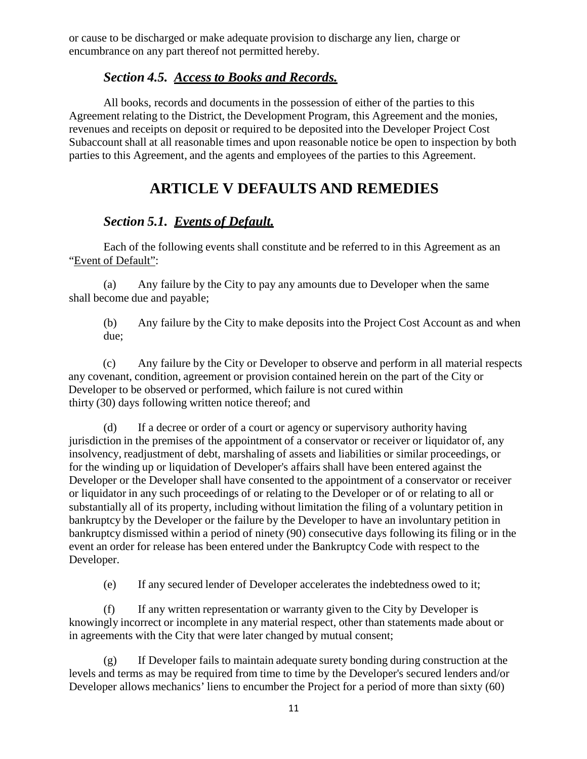or cause to be discharged or make adequate provision to discharge any lien, charge or encumbrance on any part thereof not permitted hereby.

### *Section 4.5. <u>Access to Books and Records.</u>*

All books, records and documents in the possession of either of the parties to this Agreement relating to the District, the Development Program, this Agreement and the monies, revenues and receipts on deposit or required to be deposited into the Developer Project Cost Subaccount shall at all reasonable times and upon reasonable notice be open to inspection by both parties to this Agreement, and the agents and employees of the parties to this Agreement.

## ARTICLE V DEFAULTS AND REMEDIES

### *Section 5.1. <u>Events of Default.</u>*

Each of the following events shall constitute and be referred to in this Agreement as an "<u>Event of Default</u>":

(a) Any failure by the City to pay any amounts due to Developer when the same shall become due and payable;

(b) Any failure by the City to make deposits into the Project Cost Account as and when due;

(c) Any failure by the City or Developer to observe and perform in all material respects any covenant, condition, agreement or provision contained herein on the part of the City or Developer to be observed or performed, which failure is not cured within thirty (30) days following written notice thereof; and

(d) If a decree or order of a court or agency or supervisory authority having jurisdiction in the premises of the appointment of a conservator or receiver or liquidator of, any insolvency, readjustment of debt, marshaling of assets and liabilities or similar proceedings, or for the winding up or liquidation of Developer's affairs shall have been entered against the Developer or the Developer shall have consented to the appointment of a conservator or receiver or liquidator in any such proceedings of or relating to the Developer or of or relating to all or substantially all of its property, including without limitation the filing of a voluntary petition in bankruptcy by the Developer or the failure by the Developer to have an involuntary petition in bankruptcy dismissed within a period of ninety (90) consecutive days following its filing or in the event an order for release has been entered under the Bankruptcy Code with respect to the Developer.

(e) If any secured lender of Developer accelerates the indebtedness owed to it;

(f) If any written representation or warranty given to the City by Developer is knowingly incorrect or incomplete in any material respect, other than statements made about or in agreements with the City that were later changed by mutual consent;

(g) If Developer fails to maintain adequate surety bonding during construction at the levels and terms as may be required from time to time by the Developer's secured lenders and/or Developer allows mechanics' liens to encumber the Project for a period of more than sixty (60)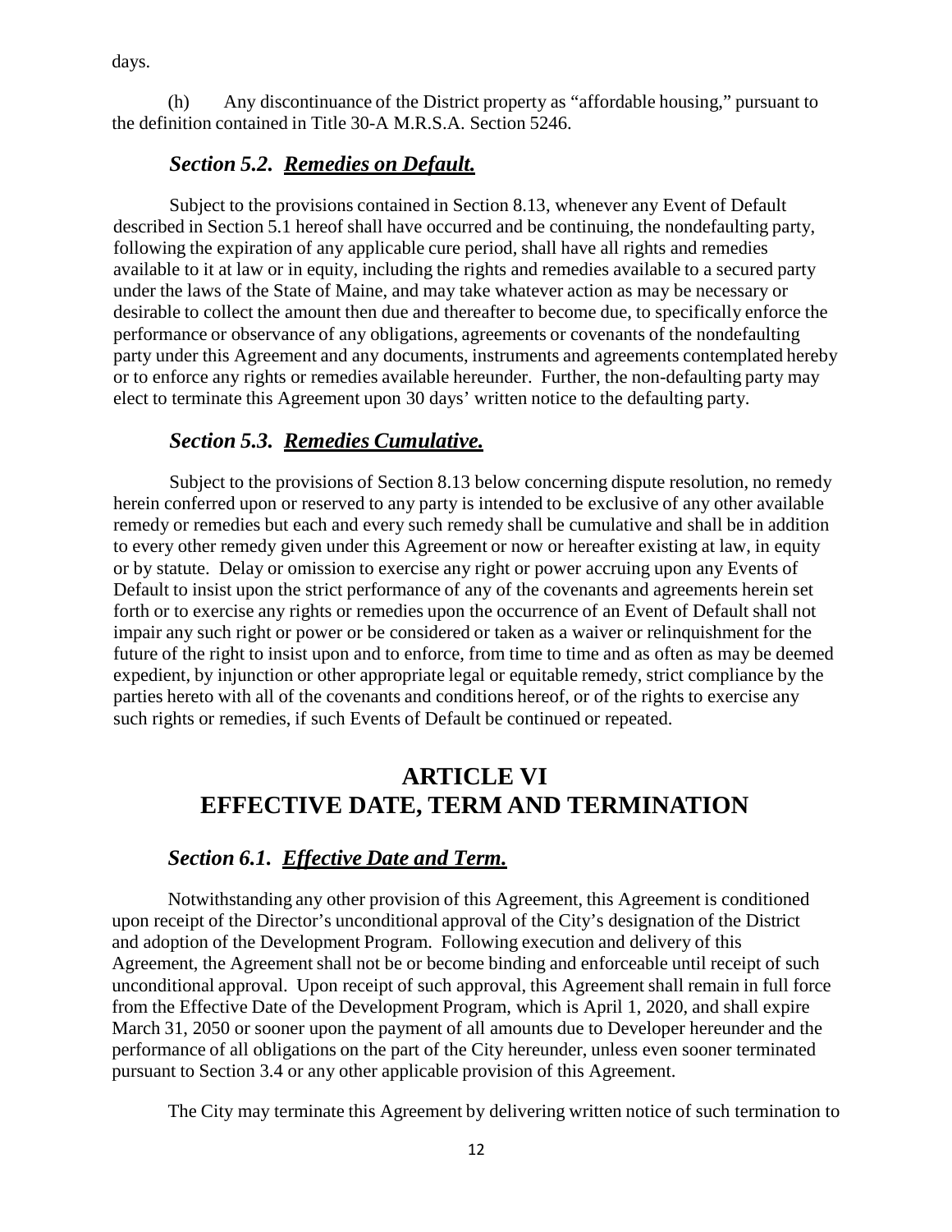days.

(h) Any discontinuance of the District property as "affordable housing," pursuant to the definition contained in Title 30-A M.R.S.A. Section 5246.

### *Section 5.2. <u>Remedies on Default.</u>*

Subject to the provisions contained in Section 8.13, whenever any Event of Default described in Section 5.1 hereof shall have occurred and be continuing, the nondefaulting party, following the expiration of any applicable cure period, shall have all rights and remedies available to it at law or in equity, including the rights and remedies available to a secured party under the laws of the State of Maine, and may take whatever action as may be necessary or desirable to collect the amount then due and thereafter to become due, to specifically enforce the performance or observance of any obligations, agreements or covenants of the nondefaulting party under this Agreement and any documents, instruments and agreements contemplated hereby or to enforce any rights or remedies available hereunder. Further, the non-defaulting party may elect to terminate this Agreement upon 30 days' written notice to the defaulting party.

### *Section 5.3. <u>Remedies Cumulative.</u>*

Subject to the provisions of Section 8.13 below concerning dispute resolution, no remedy herein conferred upon or reserved to any party is intended to be exclusive of any other available remedy or remedies but each and every such remedy shall be cumulative and shall be in addition to every other remedy given under this Agreement or now or hereafter existing at law, in equity or by statute. Delay or omission to exercise any right or power accruing upon any Events of Default to insist upon the strict performance of any of the covenants and agreements herein set forth or to exercise any rights or remedies upon the occurrence of an Event of Default shall not impair any such right or power or be considered or taken as a waiver or relinquishment for the future of the right to insist upon and to enforce, from time to time and as often as may be deemed expedient, by injunction or other appropriate legal or equitable remedy, strict compliance by the parties hereto with all of the covenants and conditions hereof, or of the rights to exercise any such rights or remedies, if such Events of Default be continued or repeated.

## ARTICLE VI
## EFFECTIVE DATE, TERM AND TERMINATION

### *Section 6.1. <u>Effective Date and Term.</u>*

Notwithstanding any other provision of this Agreement, this Agreement is conditioned upon receipt of the Director's unconditional approval of the City's designation of the District and adoption of the Development Program. Following execution and delivery of this Agreement, the Agreement shall not be or become binding and enforceable until receipt of such unconditional approval. Upon receipt of such approval, this Agreement shall remain in full force from the Effective Date of the Development Program, which is April 1, 2020, and shall expire March 31, 2050 or sooner upon the payment of all amounts due to Developer hereunder and the performance of all obligations on the part of the City hereunder, unless even sooner terminated pursuant to Section 3.4 or any other applicable provision of this Agreement.

The City may terminate this Agreement by delivering written notice of such termination to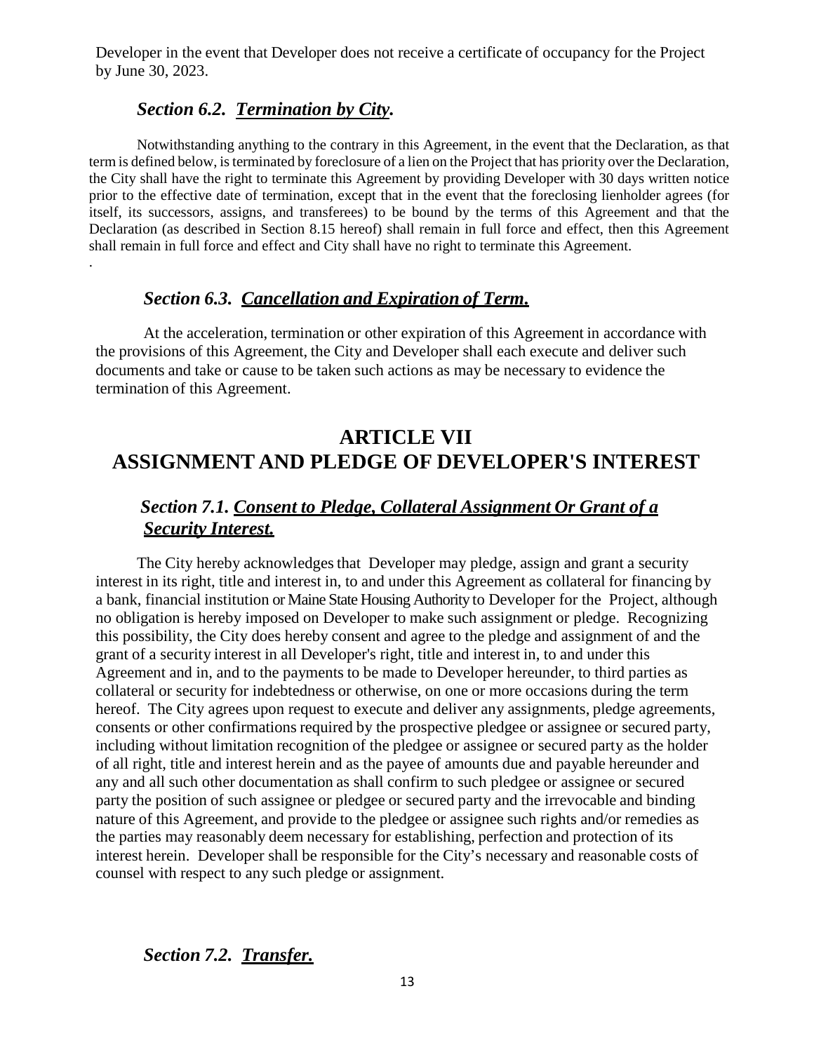Developer in the event that Developer does not receive a certificate of occupancy for the Project by June 30, 2023.

### *Section 6.2. __Termination by City__.*

Notwithstanding anything to the contrary in this Agreement, in the event that the Declaration, as that term is defined below, is terminated by foreclosure of a lien on the Project that has priority over the Declaration, the City shall have the right to terminate this Agreement by providing Developer with 30 days written notice prior to the effective date of termination, except that in the event that the foreclosing lienholder agrees (for itself, its successors, assigns, and transferees) to be bound by the terms of this Agreement and that the Declaration (as described in Section 8.15 hereof) shall remain in full force and effect, then this Agreement shall remain in full force and effect and City shall have no right to terminate this Agreement.

.

### *Section 6.3. __Cancellation and Expiration of Term.__*

At the acceleration, termination or other expiration of this Agreement in accordance with the provisions of this Agreement, the City and Developer shall each execute and deliver such documents and take or cause to be taken such actions as may be necessary to evidence the termination of this Agreement.

## ARTICLE VII
## ASSIGNMENT AND PLEDGE OF DEVELOPER'S INTEREST

### *Section 7.1. __Consent to Pledge, Collateral Assignment Or Grant of a Security Interest.__*

The City hereby acknowledges that Developer may pledge, assign and grant a security interest in its right, title and interest in, to and under this Agreement as collateral for financing by a bank, financial institution or Maine State Housing Authority to Developer for the Project, although no obligation is hereby imposed on Developer to make such assignment or pledge. Recognizing this possibility, the City does hereby consent and agree to the pledge and assignment of and the grant of a security interest in all Developer's right, title and interest in, to and under this Agreement and in, and to the payments to be made to Developer hereunder, to third parties as collateral or security for indebtedness or otherwise, on one or more occasions during the term hereof. The City agrees upon request to execute and deliver any assignments, pledge agreements, consents or other confirmations required by the prospective pledgee or assignee or secured party, including without limitation recognition of the pledgee or assignee or secured party as the holder of all right, title and interest herein and as the payee of amounts due and payable hereunder and any and all such other documentation as shall confirm to such pledgee or assignee or secured party the position of such assignee or pledgee or secured party and the irrevocable and binding nature of this Agreement, and provide to the pledgee or assignee such rights and/or remedies as the parties may reasonably deem necessary for establishing, perfection and protection of its interest herein. Developer shall be responsible for the City's necessary and reasonable costs of counsel with respect to any such pledge or assignment.

### *Section 7.2. __Transfer.__*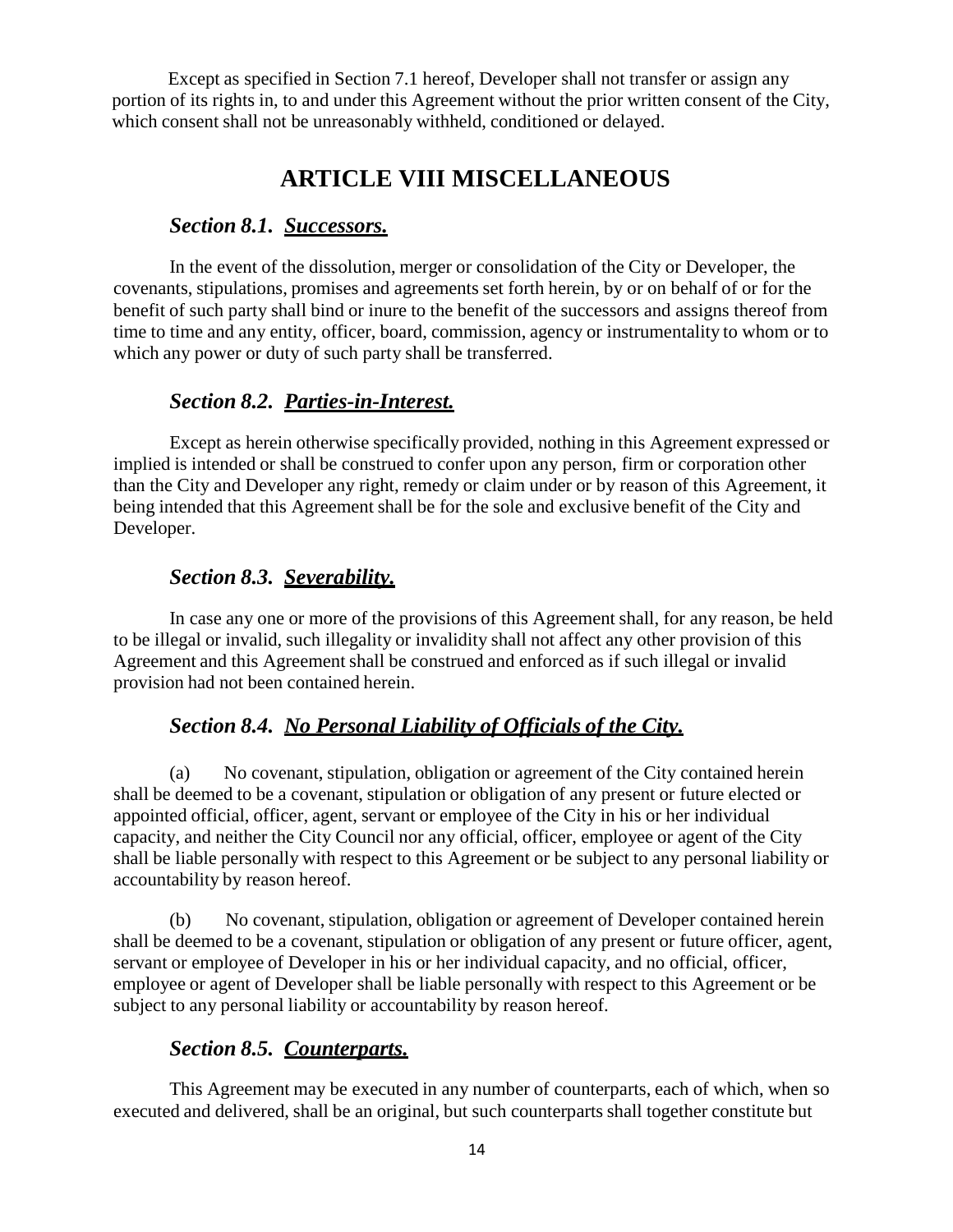Except as specified in Section 7.1 hereof, Developer shall not transfer or assign any portion of its rights in, to and under this Agreement without the prior written consent of the City, which consent shall not be unreasonably withheld, conditioned or delayed.

# ARTICLE VIII MISCELLANEOUS

### *Section 8.1. Successors.*

In the event of the dissolution, merger or consolidation of the City or Developer, the covenants, stipulations, promises and agreements set forth herein, by or on behalf of or for the benefit of such party shall bind or inure to the benefit of the successors and assigns thereof from time to time and any entity, officer, board, commission, agency or instrumentality to whom or to which any power or duty of such party shall be transferred.

### *Section 8.2. Parties-in-Interest.*

Except as herein otherwise specifically provided, nothing in this Agreement expressed or implied is intended or shall be construed to confer upon any person, firm or corporation other than the City and Developer any right, remedy or claim under or by reason of this Agreement, it being intended that this Agreement shall be for the sole and exclusive benefit of the City and Developer.

### *Section 8.3. Severability.*

In case any one or more of the provisions of this Agreement shall, for any reason, be held to be illegal or invalid, such illegality or invalidity shall not affect any other provision of this Agreement and this Agreement shall be construed and enforced as if such illegal or invalid provision had not been contained herein.

### *Section 8.4. No Personal Liability of Officials of the City.*

(a) No covenant, stipulation, obligation or agreement of the City contained herein shall be deemed to be a covenant, stipulation or obligation of any present or future elected or appointed official, officer, agent, servant or employee of the City in his or her individual capacity, and neither the City Council nor any official, officer, employee or agent of the City shall be liable personally with respect to this Agreement or be subject to any personal liability or accountability by reason hereof.

(b) No covenant, stipulation, obligation or agreement of Developer contained herein shall be deemed to be a covenant, stipulation or obligation of any present or future officer, agent, servant or employee of Developer in his or her individual capacity, and no official, officer, employee or agent of Developer shall be liable personally with respect to this Agreement or be subject to any personal liability or accountability by reason hereof.

### *Section 8.5. Counterparts.*

This Agreement may be executed in any number of counterparts, each of which, when so executed and delivered, shall be an original, but such counterparts shall together constitute but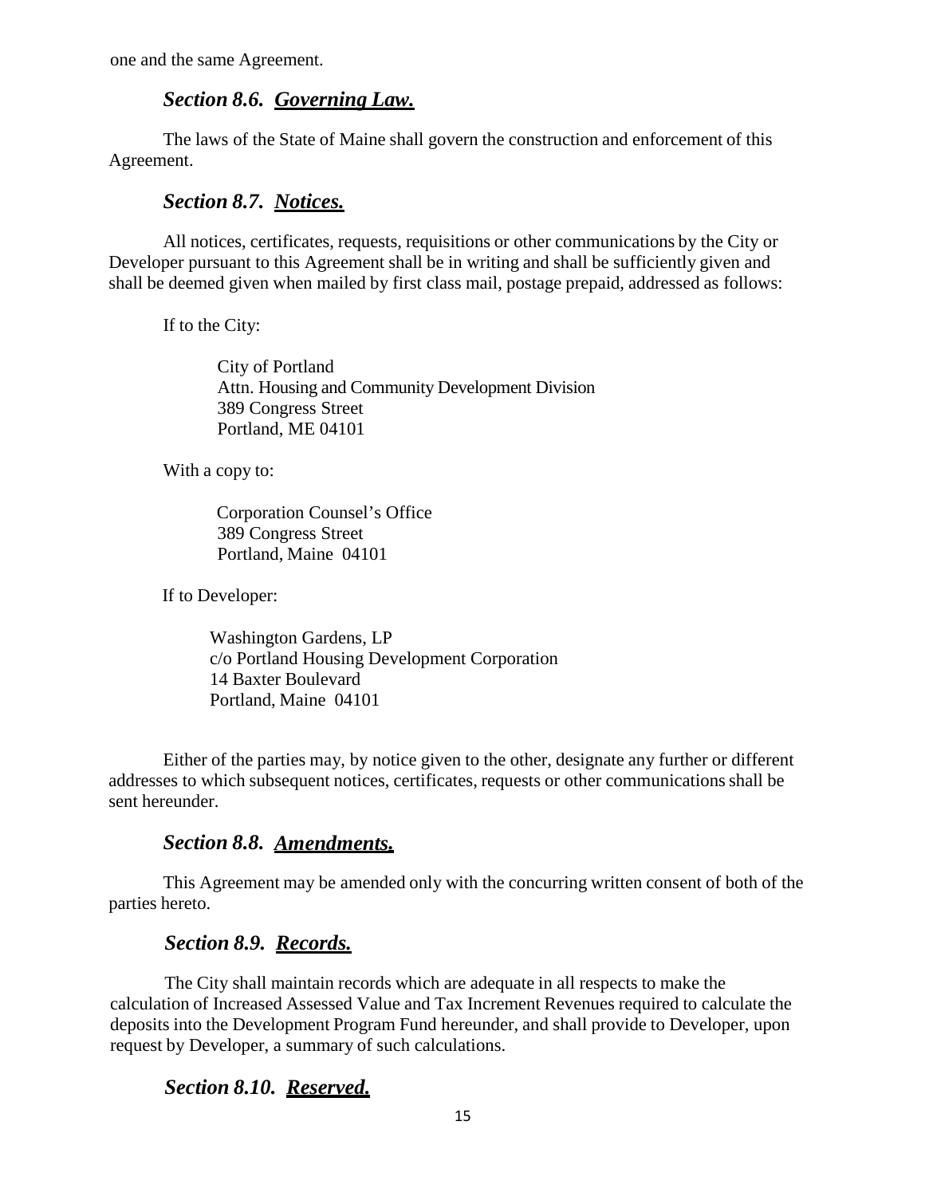one and the same Agreement.

### *Section 8.6. Governing Law.*

The laws of the State of Maine shall govern the construction and enforcement of this Agreement.

### *Section 8.7. Notices.*

All notices, certificates, requests, requisitions or other communications by the City or Developer pursuant to this Agreement shall be in writing and shall be sufficiently given and shall be deemed given when mailed by first class mail, postage prepaid, addressed as follows:

If to the City:

City of Portland
Attn. Housing and Community Development Division
389 Congress Street
Portland, ME 04101

With a copy to:

Corporation Counsel's Office
389 Congress Street
Portland, Maine 04101

If to Developer:

Washington Gardens, LP
c/o Portland Housing Development Corporation
14 Baxter Boulevard
Portland, Maine 04101

Either of the parties may, by notice given to the other, designate any further or different addresses to which subsequent notices, certificates, requests or other communications shall be sent hereunder.

### *Section 8.8. Amendments.*

This Agreement may be amended only with the concurring written consent of both of the parties hereto.

### *Section 8.9. Records.*

The City shall maintain records which are adequate in all respects to make the calculation of Increased Assessed Value and Tax Increment Revenues required to calculate the deposits into the Development Program Fund hereunder, and shall provide to Developer, upon request by Developer, a summary of such calculations.

### *Section 8.10. Reserved.*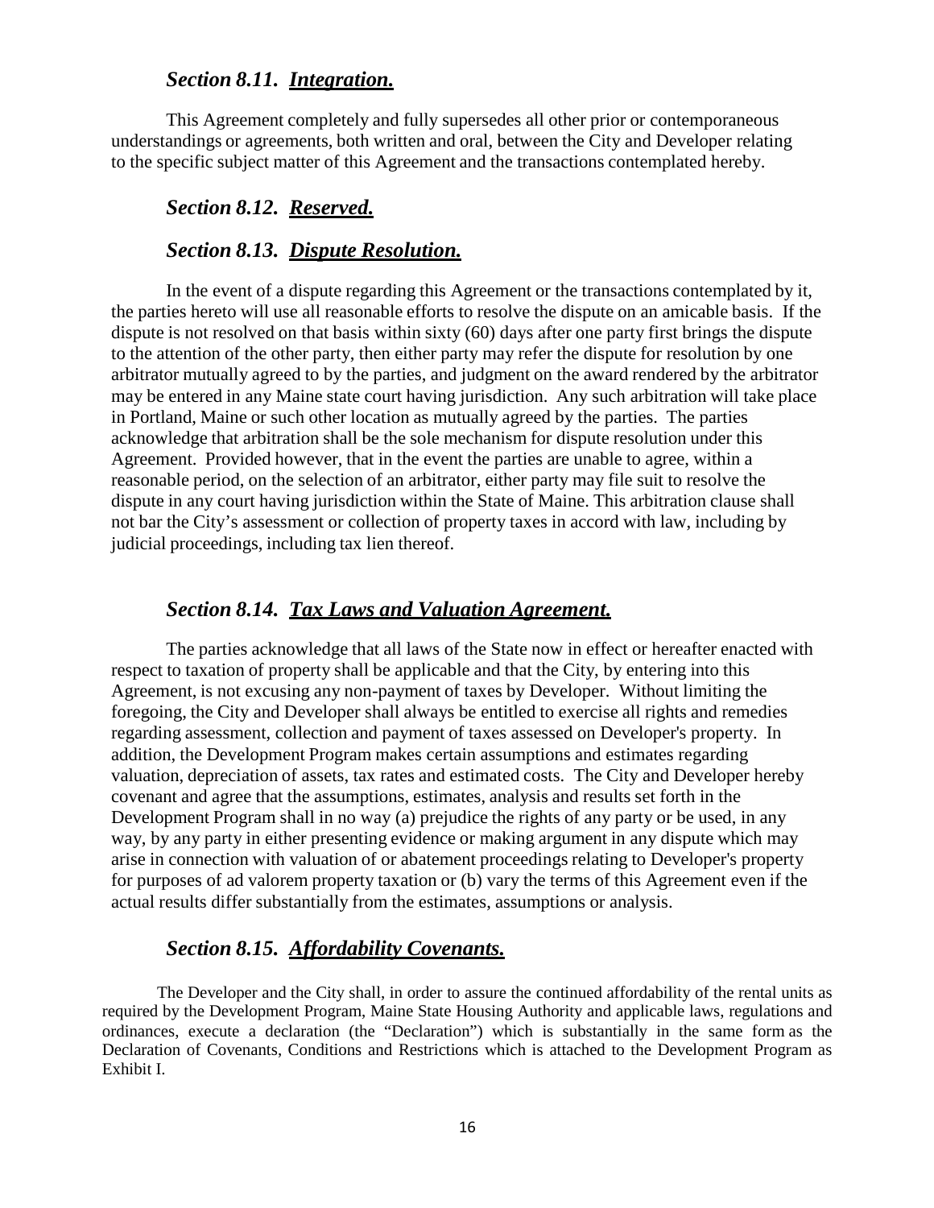### *Section 8.11. Integration.*

This Agreement completely and fully supersedes all other prior or contemporaneous understandings or agreements, both written and oral, between the City and Developer relating to the specific subject matter of this Agreement and the transactions contemplated hereby.

### *Section 8.12. Reserved.*

### *Section 8.13. Dispute Resolution.*

In the event of a dispute regarding this Agreement or the transactions contemplated by it, the parties hereto will use all reasonable efforts to resolve the dispute on an amicable basis. If the dispute is not resolved on that basis within sixty (60) days after one party first brings the dispute to the attention of the other party, then either party may refer the dispute for resolution by one arbitrator mutually agreed to by the parties, and judgment on the award rendered by the arbitrator may be entered in any Maine state court having jurisdiction. Any such arbitration will take place in Portland, Maine or such other location as mutually agreed by the parties. The parties acknowledge that arbitration shall be the sole mechanism for dispute resolution under this Agreement. Provided however, that in the event the parties are unable to agree, within a reasonable period, on the selection of an arbitrator, either party may file suit to resolve the dispute in any court having jurisdiction within the State of Maine. This arbitration clause shall not bar the City's assessment or collection of property taxes in accord with law, including by judicial proceedings, including tax lien thereof.

### *Section 8.14. Tax Laws and Valuation Agreement.*

The parties acknowledge that all laws of the State now in effect or hereafter enacted with respect to taxation of property shall be applicable and that the City, by entering into this Agreement, is not excusing any non-payment of taxes by Developer. Without limiting the foregoing, the City and Developer shall always be entitled to exercise all rights and remedies regarding assessment, collection and payment of taxes assessed on Developer's property. In addition, the Development Program makes certain assumptions and estimates regarding valuation, depreciation of assets, tax rates and estimated costs. The City and Developer hereby covenant and agree that the assumptions, estimates, analysis and results set forth in the Development Program shall in no way (a) prejudice the rights of any party or be used, in any way, by any party in either presenting evidence or making argument in any dispute which may arise in connection with valuation of or abatement proceedings relating to Developer's property for purposes of ad valorem property taxation or (b) vary the terms of this Agreement even if the actual results differ substantially from the estimates, assumptions or analysis.

### *Section 8.15. Affordability Covenants.*

The Developer and the City shall, in order to assure the continued affordability of the rental units as required by the Development Program, Maine State Housing Authority and applicable laws, regulations and ordinances, execute a declaration (the "Declaration") which is substantially in the same form as the Declaration of Covenants, Conditions and Restrictions which is attached to the Development Program as Exhibit I.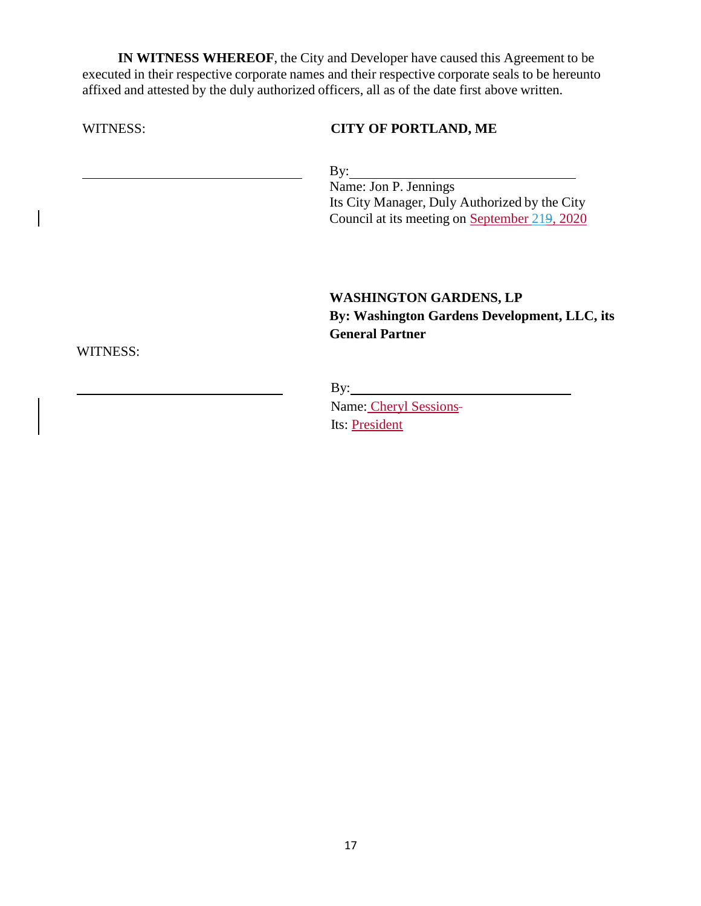**IN WITNESS WHEREOF**, the City and Developer have caused this Agreement to be executed in their respective corporate names and their respective corporate seals to be hereunto affixed and attested by the duly authorized officers, all as of the date first above written.

WITNESS: **CITY OF PORTLAND, ME**

\_\_\_\_\_\_\_\_\_\_\_\_\_\_\_\_\_\_\_\_\_\_\_\_\_\_\_\_\_\_ By:\_\_\_\_\_\_\_\_\_\_\_\_\_\_\_\_\_\_\_\_\_\_\_\_\_\_\_\_\_\_

Name: Jon P. Jennings
Its City Manager, Duly Authorized by the City Council at its meeting on September 219, 2020

**WASHINGTON GARDENS, LP**
**By: Washington Gardens Development, LLC, its General Partner**

WITNESS:

\_\_\_\_\_\_\_\_\_\_\_\_\_\_\_\_\_\_\_\_\_\_\_\_\_\_\_\_\_\_ By:\_\_\_\_\_\_\_\_\_\_\_\_\_\_\_\_\_\_\_\_\_\_\_\_\_\_\_\_\_\_

Name: Cheryl Sessions
Its: President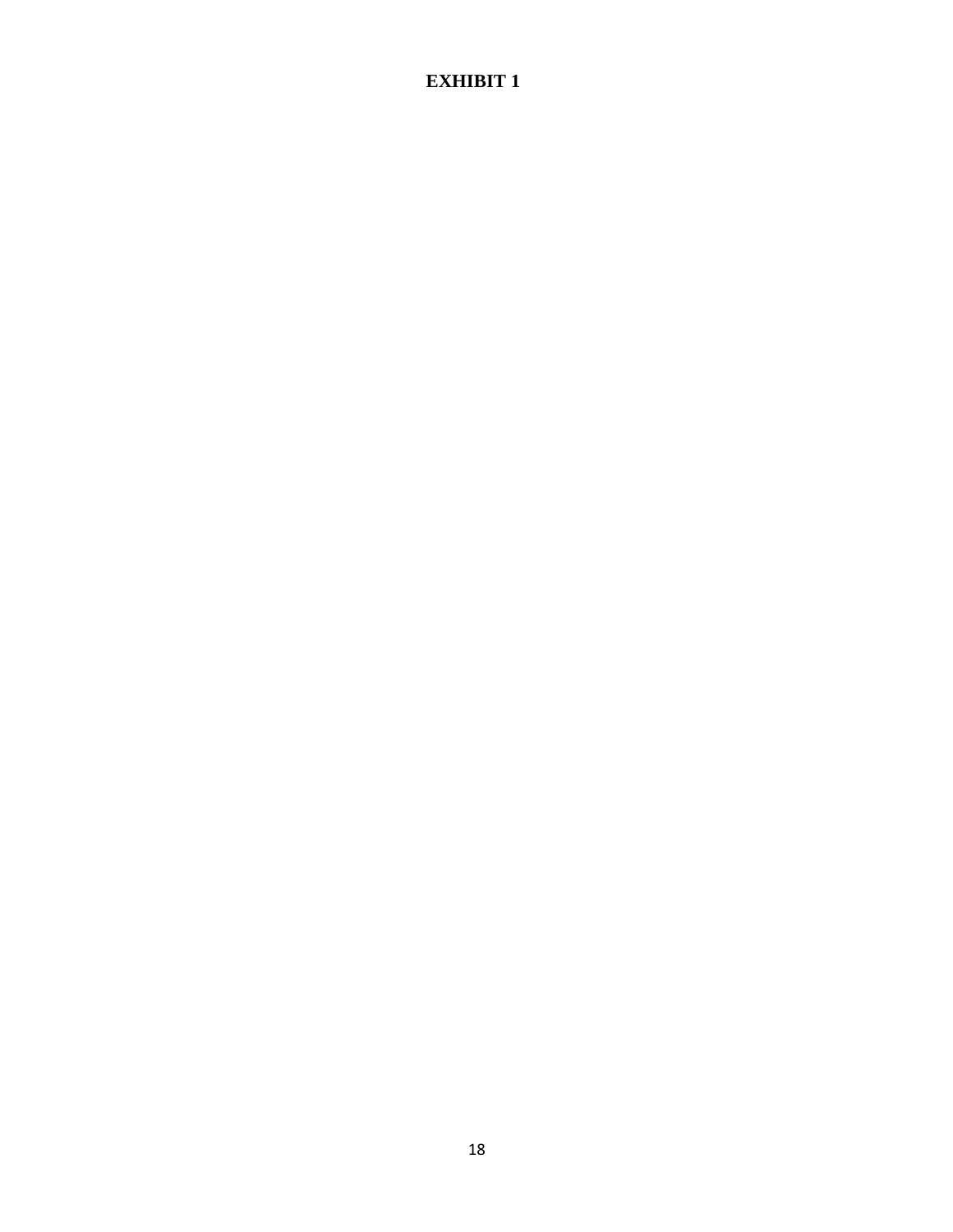**EXHIBIT 1**